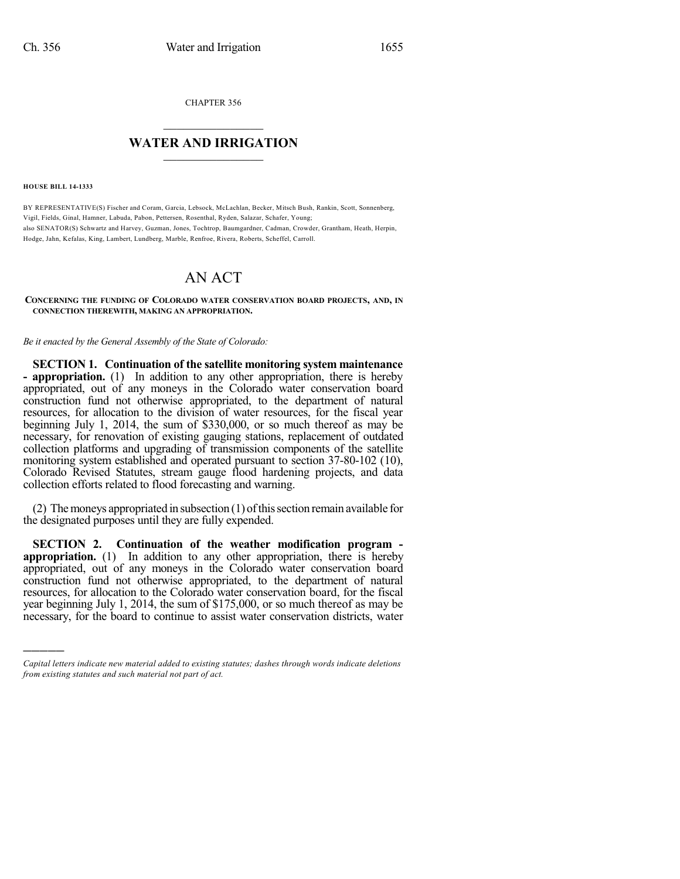CHAPTER 356

# WATER AND IRRIGATION

**HOUSE BILL 14-1333**

BY REPRESENTATIVE(S) Fischer and Coram, Garcia, Lebsock, McLachlan, Becker, Mitsch Bush, Rankin, Scott, Sonnenberg, Vigil, Fields, Ginal, Hamner, Labuda, Pabon, Pettersen, Rosenthal, Ryden, Salazar, Schafer, Young;
also SENATOR(S) Schwartz and Harvey, Guzman, Jones, Tochtrop, Baumgardner, Cadman, Crowder, Grantham, Heath, Herpin, Hodge, Jahn, Kefalas, King, Lambert, Lundberg, Marble, Renfroe, Rivera, Roberts, Scheffel, Carroll.

# AN ACT

**CONCERNING THE FUNDING OF COLORADO WATER CONSERVATION BOARD PROJECTS, AND, IN CONNECTION THEREWITH, MAKING AN APPROPRIATION.**

*Be it enacted by the General Assembly of the State of Colorado:*

**SECTION 1. Continuation of the satellite monitoring system maintenance - appropriation.** (1) In addition to any other appropriation, there is hereby appropriated, out of any moneys in the Colorado water conservation board construction fund not otherwise appropriated, to the department of natural resources, for allocation to the division of water resources, for the fiscal year beginning July 1, 2014, the sum of $330,000, or so much thereof as may be necessary, for renovation of existing gauging stations, replacement of outdated collection platforms and upgrading of transmission components of the satellite monitoring system established and operated pursuant to section 37-80-102 (10), Colorado Revised Statutes, stream gauge flood hardening projects, and data collection efforts related to flood forecasting and warning.

(2) The moneys appropriated in subsection (1) of this section remain available for the designated purposes until they are fully expended.

**SECTION 2. Continuation of the weather modification program - appropriation.** (1) In addition to any other appropriation, there is hereby appropriated, out of any moneys in the Colorado water conservation board construction fund not otherwise appropriated, to the department of natural resources, for allocation to the Colorado water conservation board, for the fiscal year beginning July 1, 2014, the sum of $175,000, or so much thereof as may be necessary, for the board to continue to assist water conservation districts, water

---

*Capital letters indicate new material added to existing statutes; dashes through words indicate deletions from existing statutes and such material not part of act.*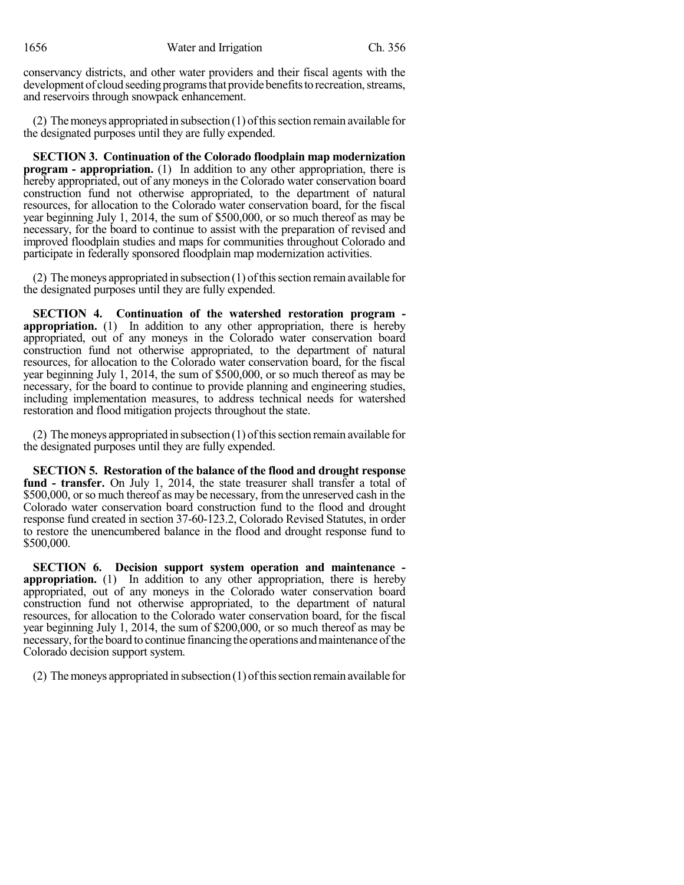conservancy districts, and other water providers and their fiscal agents with the development of cloud seeding programs that provide benefits to recreation, streams, and reservoirs through snowpack enhancement.

(2) The moneys appropriated in subsection (1) of this section remain available for the designated purposes until they are fully expended.

**SECTION 3. Continuation of the Colorado floodplain map modernization program - appropriation.** (1) In addition to any other appropriation, there is hereby appropriated, out of any moneys in the Colorado water conservation board construction fund not otherwise appropriated, to the department of natural resources, for allocation to the Colorado water conservation board, for the fiscal year beginning July 1, 2014, the sum of $500,000, or so much thereof as may be necessary, for the board to continue to assist with the preparation of revised and improved floodplain studies and maps for communities throughout Colorado and participate in federally sponsored floodplain map modernization activities.

(2) The moneys appropriated in subsection (1) of this section remain available for the designated purposes until they are fully expended.

**SECTION 4. Continuation of the watershed restoration program - appropriation.** (1) In addition to any other appropriation, there is hereby appropriated, out of any moneys in the Colorado water conservation board construction fund not otherwise appropriated, to the department of natural resources, for allocation to the Colorado water conservation board, for the fiscal year beginning July 1, 2014, the sum of $500,000, or so much thereof as may be necessary, for the board to continue to provide planning and engineering studies, including implementation measures, to address technical needs for watershed restoration and flood mitigation projects throughout the state.

(2) The moneys appropriated in subsection (1) of this section remain available for the designated purposes until they are fully expended.

**SECTION 5. Restoration of the balance of the flood and drought response fund - transfer.** On July 1, 2014, the state treasurer shall transfer a total of $500,000, or so much thereof as may be necessary, from the unreserved cash in the Colorado water conservation board construction fund to the flood and drought response fund created in section 37-60-123.2, Colorado Revised Statutes, in order to restore the unencumbered balance in the flood and drought response fund to $500,000.

**SECTION 6. Decision support system operation and maintenance - appropriation.** (1) In addition to any other appropriation, there is hereby appropriated, out of any moneys in the Colorado water conservation board construction fund not otherwise appropriated, to the department of natural resources, for allocation to the Colorado water conservation board, for the fiscal year beginning July 1, 2014, the sum of $200,000, or so much thereof as may be necessary, for the board to continue financing the operations and maintenance of the Colorado decision support system.

(2) The moneys appropriated in subsection (1) of this section remain available for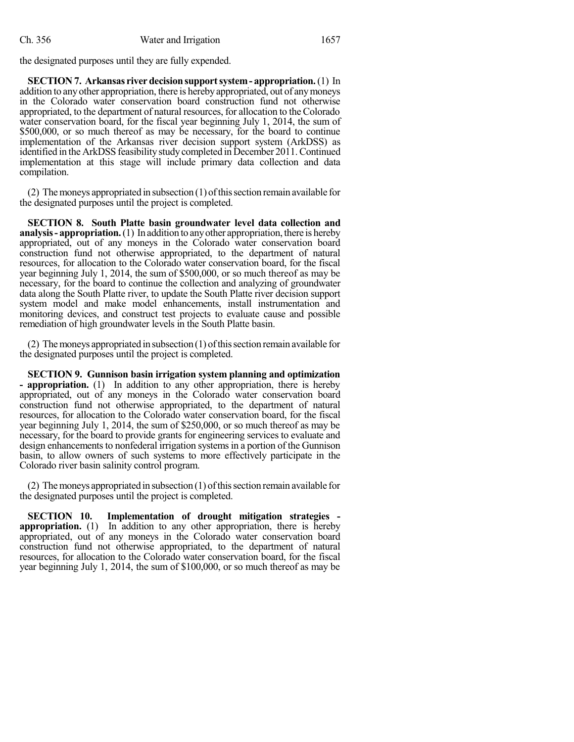the designated purposes until they are fully expended.

**SECTION 7. Arkansas river decision support system - appropriation.** (1) In addition to any other appropriation, there is hereby appropriated, out of any moneys in the Colorado water conservation board construction fund not otherwise appropriated, to the department of natural resources, for allocation to the Colorado water conservation board, for the fiscal year beginning July 1, 2014, the sum of $500,000, or so much thereof as may be necessary, for the board to continue implementation of the Arkansas river decision support system (ArkDSS) as identified in the ArkDSS feasibility study completed in December 2011. Continued implementation at this stage will include primary data collection and data compilation.

(2) The moneys appropriated in subsection (1) of this section remain available for the designated purposes until the project is completed.

**SECTION 8. South Platte basin groundwater level data collection and analysis - appropriation.** (1) In addition to any other appropriation, there is hereby appropriated, out of any moneys in the Colorado water conservation board construction fund not otherwise appropriated, to the department of natural resources, for allocation to the Colorado water conservation board, for the fiscal year beginning July 1, 2014, the sum of $500,000, or so much thereof as may be necessary, for the board to continue the collection and analyzing of groundwater data along the South Platte river, to update the South Platte river decision support system model and make model enhancements, install instrumentation and monitoring devices, and construct test projects to evaluate cause and possible remediation of high groundwater levels in the South Platte basin.

(2) The moneys appropriated in subsection (1) of this section remain available for the designated purposes until the project is completed.

**SECTION 9. Gunnison basin irrigation system planning and optimization - appropriation.** (1) In addition to any other appropriation, there is hereby appropriated, out of any moneys in the Colorado water conservation board construction fund not otherwise appropriated, to the department of natural resources, for allocation to the Colorado water conservation board, for the fiscal year beginning July 1, 2014, the sum of $250,000, or so much thereof as may be necessary, for the board to provide grants for engineering services to evaluate and design enhancements to nonfederal irrigation systems in a portion of the Gunnison basin, to allow owners of such systems to more effectively participate in the Colorado river basin salinity control program.

(2) The moneys appropriated in subsection (1) of this section remain available for the designated purposes until the project is completed.

**SECTION 10. Implementation of drought mitigation strategies - appropriation.** (1) In addition to any other appropriation, there is hereby appropriated, out of any moneys in the Colorado water conservation board construction fund not otherwise appropriated, to the department of natural resources, for allocation to the Colorado water conservation board, for the fiscal year beginning July 1, 2014, the sum of $100,000, or so much thereof as may be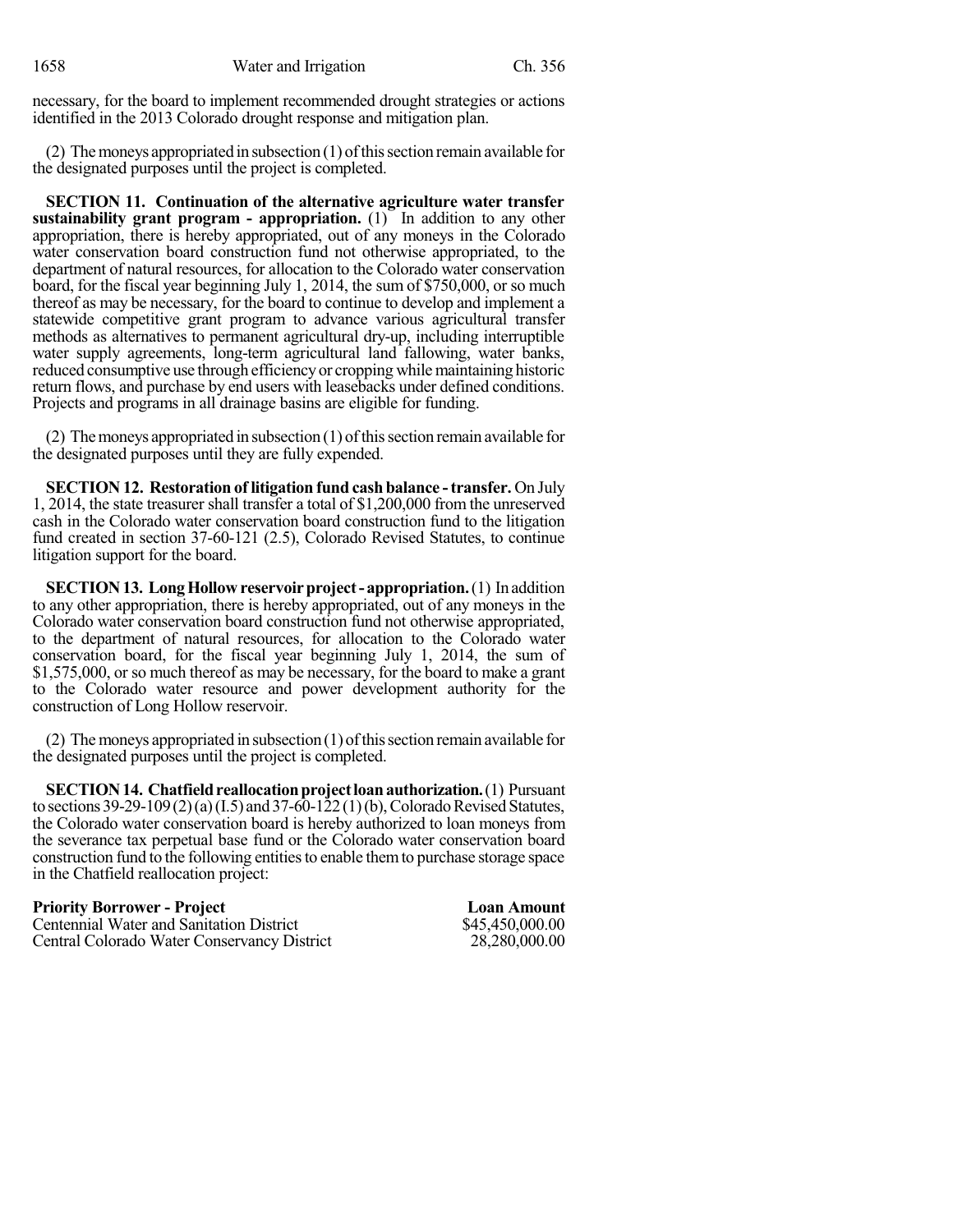necessary, for the board to implement recommended drought strategies or actions identified in the 2013 Colorado drought response and mitigation plan.

(2) The moneys appropriated in subsection (1) of this section remain available for the designated purposes until the project is completed.

**SECTION 11. Continuation of the alternative agriculture water transfer sustainability grant program - appropriation.** (1) In addition to any other appropriation, there is hereby appropriated, out of any moneys in the Colorado water conservation board construction fund not otherwise appropriated, to the department of natural resources, for allocation to the Colorado water conservation board, for the fiscal year beginning July 1, 2014, the sum of $750,000, or so much thereof as may be necessary, for the board to continue to develop and implement a statewide competitive grant program to advance various agricultural transfer methods as alternatives to permanent agricultural dry-up, including interruptible water supply agreements, long-term agricultural land fallowing, water banks, reduced consumptive use through efficiency or cropping while maintaining historic return flows, and purchase by end users with leasebacks under defined conditions. Projects and programs in all drainage basins are eligible for funding.

(2) The moneys appropriated in subsection (1) of this section remain available for the designated purposes until they are fully expended.

**SECTION 12. Restoration of litigation fund cash balance - transfer.** On July 1, 2014, the state treasurer shall transfer a total of $1,200,000 from the unreserved cash in the Colorado water conservation board construction fund to the litigation fund created in section 37-60-121 (2.5), Colorado Revised Statutes, to continue litigation support for the board.

**SECTION 13. Long Hollow reservoir project - appropriation.** (1) In addition to any other appropriation, there is hereby appropriated, out of any moneys in the Colorado water conservation board construction fund not otherwise appropriated, to the department of natural resources, for allocation to the Colorado water conservation board, for the fiscal year beginning July 1, 2014, the sum of $1,575,000, or so much thereof as may be necessary, for the board to make a grant to the Colorado water resource and power development authority for the construction of Long Hollow reservoir.

(2) The moneys appropriated in subsection (1) of this section remain available for the designated purposes until the project is completed.

**SECTION 14. Chatfield reallocation project loan authorization.** (1) Pursuant to sections 39-29-109 (2) (a) (I.5) and 37-60-122 (1) (b), Colorado Revised Statutes, the Colorado water conservation board is hereby authorized to loan moneys from the severance tax perpetual base fund or the Colorado water conservation board construction fund to the following entities to enable them to purchase storage space in the Chatfield reallocation project:

| Priority Borrower - Project | Loan Amount |
|---|---|
| Centennial Water and Sanitation District | $45,450,000.00 |
| Central Colorado Water Conservancy District | 28,280,000.00 |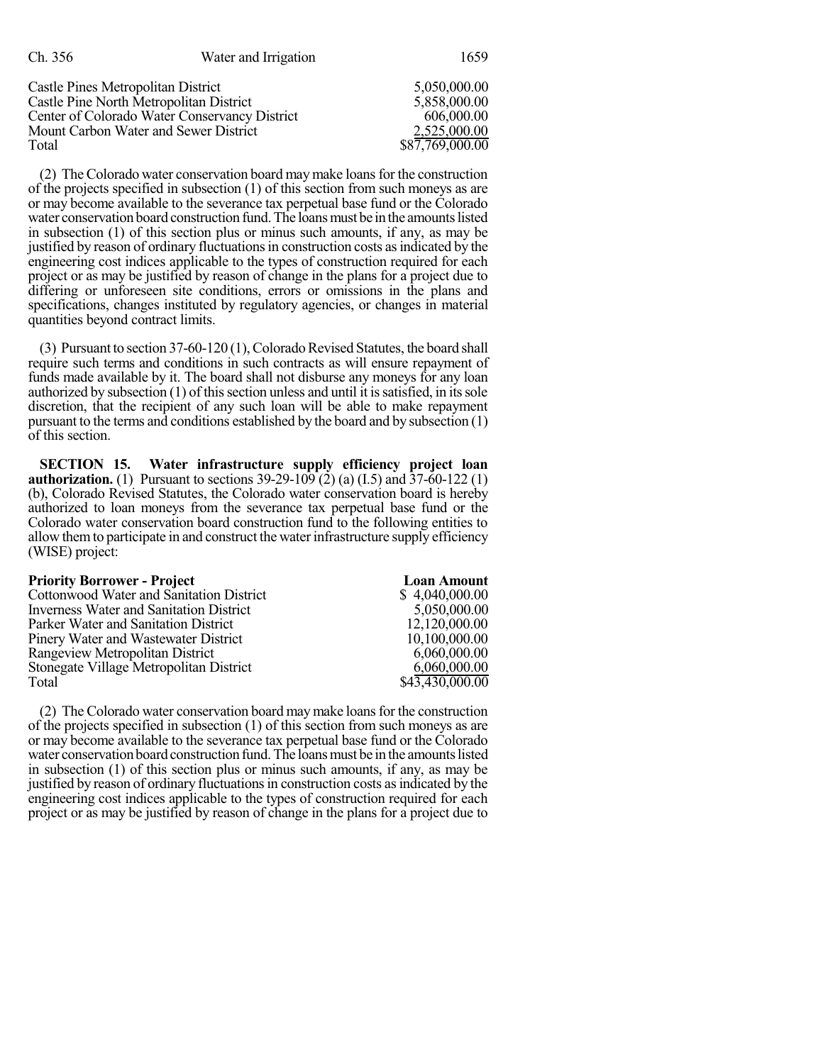| | |
|---|---|
| Castle Pines Metropolitan District | 5,050,000.00 |
| Castle Pine North Metropolitan District | 5,858,000.00 |
| Center of Colorado Water Conservancy District | 606,000.00 |
| Mount Carbon Water and Sewer District | 2,525,000.00 |
| Total | $87,769,000.00 |

(2) The Colorado water conservation board may make loans for the construction of the projects specified in subsection (1) of this section from such moneys as are or may become available to the severance tax perpetual base fund or the Colorado water conservation board construction fund. The loans must be in the amounts listed in subsection (1) of this section plus or minus such amounts, if any, as may be justified by reason of ordinary fluctuations in construction costs as indicated by the engineering cost indices applicable to the types of construction required for each project or as may be justified by reason of change in the plans for a project due to differing or unforeseen site conditions, errors or omissions in the plans and specifications, changes instituted by regulatory agencies, or changes in material quantities beyond contract limits.

(3) Pursuant to section 37-60-120 (1), Colorado Revised Statutes, the board shall require such terms and conditions in such contracts as will ensure repayment of funds made available by it. The board shall not disburse any moneys for any loan authorized by subsection (1) of this section unless and until it is satisfied, in its sole discretion, that the recipient of any such loan will be able to make repayment pursuant to the terms and conditions established by the board and by subsection (1) of this section.

**SECTION 15. Water infrastructure supply efficiency project loan authorization.** (1) Pursuant to sections 39-29-109 (2) (a) (I.5) and 37-60-122 (1) (b), Colorado Revised Statutes, the Colorado water conservation board is hereby authorized to loan moneys from the severance tax perpetual base fund or the Colorado water conservation board construction fund to the following entities to allow them to participate in and construct the water infrastructure supply efficiency (WISE) project:

| Priority Borrower - Project | Loan Amount |
|---|---|
| Cottonwood Water and Sanitation District | $ 4,040,000.00 |
| Inverness Water and Sanitation District | 5,050,000.00 |
| Parker Water and Sanitation District | 12,120,000.00 |
| Pinery Water and Wastewater District | 10,100,000.00 |
| Rangeview Metropolitan District | 6,060,000.00 |
| Stonegate Village Metropolitan District | 6,060,000.00 |
| Total | $43,430,000.00 |

(2) The Colorado water conservation board may make loans for the construction of the projects specified in subsection (1) of this section from such moneys as are or may become available to the severance tax perpetual base fund or the Colorado water conservation board construction fund. The loans must be in the amounts listed in subsection (1) of this section plus or minus such amounts, if any, as may be justified by reason of ordinary fluctuations in construction costs as indicated by the engineering cost indices applicable to the types of construction required for each project or as may be justified by reason of change in the plans for a project due to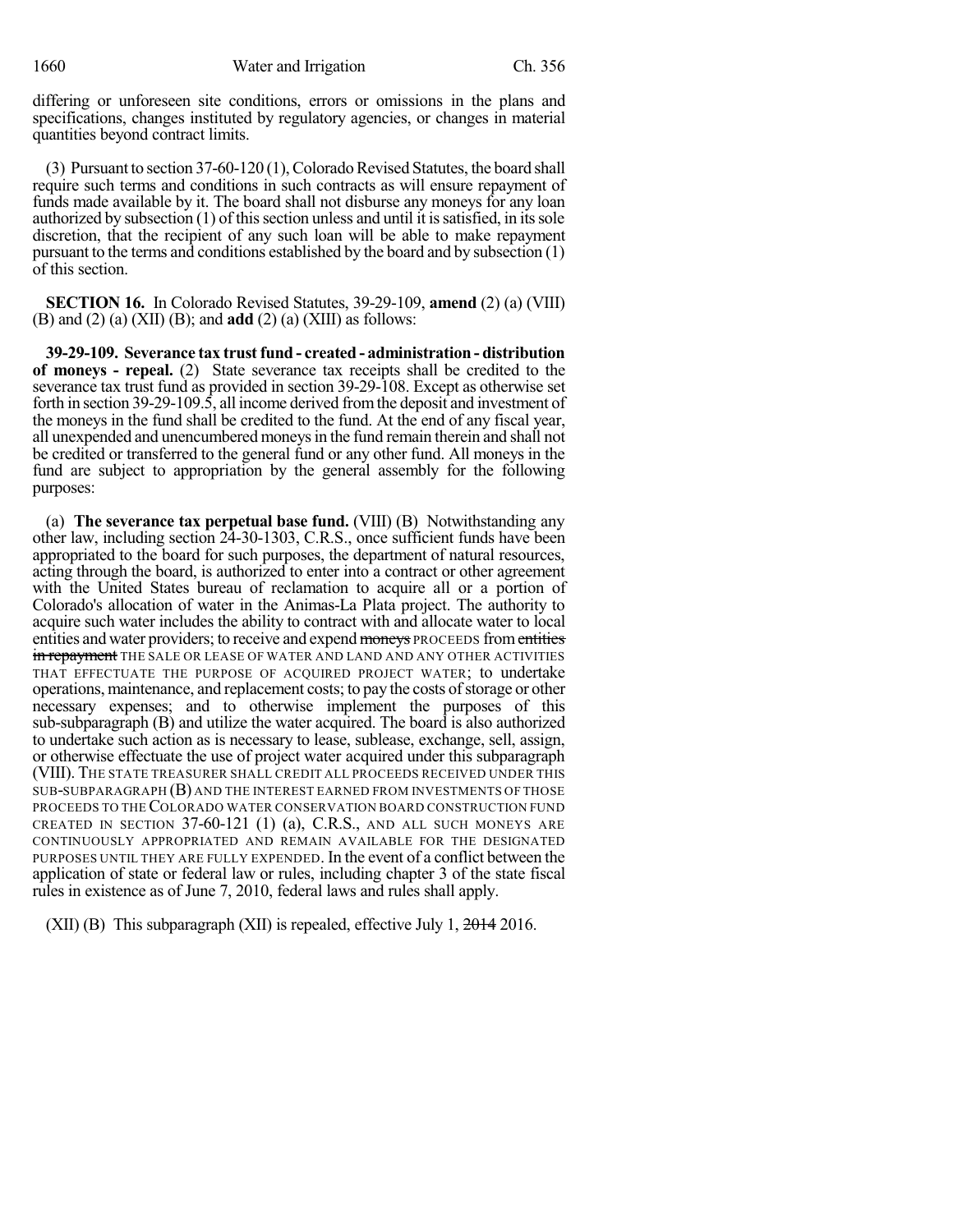differing or unforeseen site conditions, errors or omissions in the plans and specifications, changes instituted by regulatory agencies, or changes in material quantities beyond contract limits.

(3) Pursuant to section 37-60-120 (1), Colorado Revised Statutes, the board shall require such terms and conditions in such contracts as will ensure repayment of funds made available by it. The board shall not disburse any moneys for any loan authorized by subsection (1) of this section unless and until it is satisfied, in its sole discretion, that the recipient of any such loan will be able to make repayment pursuant to the terms and conditions established by the board and by subsection (1) of this section.

**SECTION 16.** In Colorado Revised Statutes, 39-29-109, **amend** (2) (a) (VIII) (B) and (2) (a) (XII) (B); and **add** (2) (a) (XIII) as follows:

**39-29-109. Severance tax trust fund - created - administration - distribution of moneys - repeal.** (2) State severance tax receipts shall be credited to the severance tax trust fund as provided in section 39-29-108. Except as otherwise set forth in section 39-29-109.5, all income derived from the deposit and investment of the moneys in the fund shall be credited to the fund. At the end of any fiscal year, all unexpended and unencumbered moneys in the fund remain therein and shall not be credited or transferred to the general fund or any other fund. All moneys in the fund are subject to appropriation by the general assembly for the following purposes:

(a) **The severance tax perpetual base fund.** (VIII) (B) Notwithstanding any other law, including section 24-30-1303, C.R.S., once sufficient funds have been appropriated to the board for such purposes, the department of natural resources, acting through the board, is authorized to enter into a contract or other agreement with the United States bureau of reclamation to acquire all or a portion of Colorado's allocation of water in the Animas-La Plata project. The authority to acquire such water includes the ability to contract with and allocate water to local entities and water providers; to receive and expend ~~moneys~~ PROCEEDS from ~~entities in repayment~~ THE SALE OR LEASE OF WATER AND LAND AND ANY OTHER ACTIVITIES THAT EFFECTUATE THE PURPOSE OF ACQUIRED PROJECT WATER; to undertake operations, maintenance, and replacement costs; to pay the costs of storage or other necessary expenses; and to otherwise implement the purposes of this sub-subparagraph (B) and utilize the water acquired. The board is also authorized to undertake such action as is necessary to lease, sublease, exchange, sell, assign, or otherwise effectuate the use of project water acquired under this subparagraph (VIII). THE STATE TREASURER SHALL CREDIT ALL PROCEEDS RECEIVED UNDER THIS SUB-SUBPARAGRAPH (B) AND THE INTEREST EARNED FROM INVESTMENTS OF THOSE PROCEEDS TO THE COLORADO WATER CONSERVATION BOARD CONSTRUCTION FUND CREATED IN SECTION 37-60-121 (1) (a), C.R.S., AND ALL SUCH MONEYS ARE CONTINUOUSLY APPROPRIATED AND REMAIN AVAILABLE FOR THE DESIGNATED PURPOSES UNTIL THEY ARE FULLY EXPENDED. In the event of a conflict between the application of state or federal law or rules, including chapter 3 of the state fiscal rules in existence as of June 7, 2010, federal laws and rules shall apply.

(XII) (B) This subparagraph (XII) is repealed, effective July 1, ~~2014~~ 2016.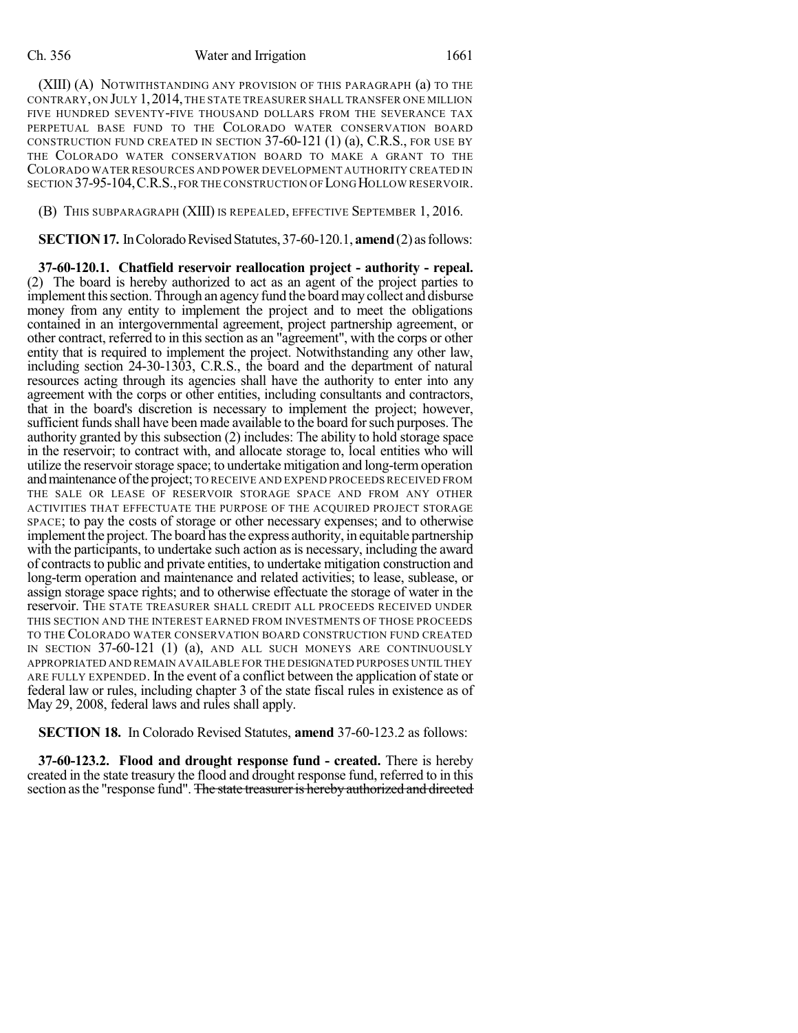(XIII) (A) NOTWITHSTANDING ANY PROVISION OF THIS PARAGRAPH (a) TO THE CONTRARY, ON JULY 1, 2014, THE STATE TREASURER SHALL TRANSFER ONE MILLION FIVE HUNDRED SEVENTY-FIVE THOUSAND DOLLARS FROM THE SEVERANCE TAX PERPETUAL BASE FUND TO THE COLORADO WATER CONSERVATION BOARD CONSTRUCTION FUND CREATED IN SECTION 37-60-121 (1) (a), C.R.S., FOR USE BY THE COLORADO WATER CONSERVATION BOARD TO MAKE A GRANT TO THE COLORADO WATER RESOURCES AND POWER DEVELOPMENT AUTHORITY CREATED IN SECTION 37-95-104, C.R.S., FOR THE CONSTRUCTION OF LONG HOLLOW RESERVOIR.

(B) THIS SUBPARAGRAPH (XIII) IS REPEALED, EFFECTIVE SEPTEMBER 1, 2016.

**SECTION 17.** In Colorado Revised Statutes, 37-60-120.1, **amend** (2) as follows:

**37-60-120.1. Chatfield reservoir reallocation project - authority - repeal.** (2) The board is hereby authorized to act as an agent of the project parties to implement this section. Through an agency fund the board may collect and disburse money from any entity to implement the project and to meet the obligations contained in an intergovernmental agreement, project partnership agreement, or other contract, referred to in this section as an "agreement", with the corps or other entity that is required to implement the project. Notwithstanding any other law, including section 24-30-1303, C.R.S., the board and the department of natural resources acting through its agencies shall have the authority to enter into any agreement with the corps or other entities, including consultants and contractors, that in the board's discretion is necessary to implement the project; however, sufficient funds shall have been made available to the board for such purposes. The authority granted by this subsection (2) includes: The ability to hold storage space in the reservoir; to contract with, and allocate storage to, local entities who will utilize the reservoir storage space; to undertake mitigation and long-term operation and maintenance of the project; TO RECEIVE AND EXPEND PROCEEDS RECEIVED FROM THE SALE OR LEASE OF RESERVOIR STORAGE SPACE AND FROM ANY OTHER ACTIVITIES THAT EFFECTUATE THE PURPOSE OF THE ACQUIRED PROJECT STORAGE SPACE; to pay the costs of storage or other necessary expenses; and to otherwise implement the project. The board has the express authority, in equitable partnership with the participants, to undertake such action as is necessary, including the award of contracts to public and private entities, to undertake mitigation construction and long-term operation and maintenance and related activities; to lease, sublease, or assign storage space rights; and to otherwise effectuate the storage of water in the reservoir. THE STATE TREASURER SHALL CREDIT ALL PROCEEDS RECEIVED UNDER THIS SECTION AND THE INTEREST EARNED FROM INVESTMENTS OF THOSE PROCEEDS TO THE COLORADO WATER CONSERVATION BOARD CONSTRUCTION FUND CREATED IN SECTION 37-60-121 (1) (a), AND ALL SUCH MONEYS ARE CONTINUOUSLY APPROPRIATED AND REMAIN AVAILABLE FOR THE DESIGNATED PURPOSES UNTIL THEY ARE FULLY EXPENDED. In the event of a conflict between the application of state or federal law or rules, including chapter 3 of the state fiscal rules in existence as of May 29, 2008, federal laws and rules shall apply.

**SECTION 18.** In Colorado Revised Statutes, **amend** 37-60-123.2 as follows:

**37-60-123.2. Flood and drought response fund - created.** There is hereby created in the state treasury the flood and drought response fund, referred to in this section as the "response fund". ~~The state treasurer is hereby authorized and directed~~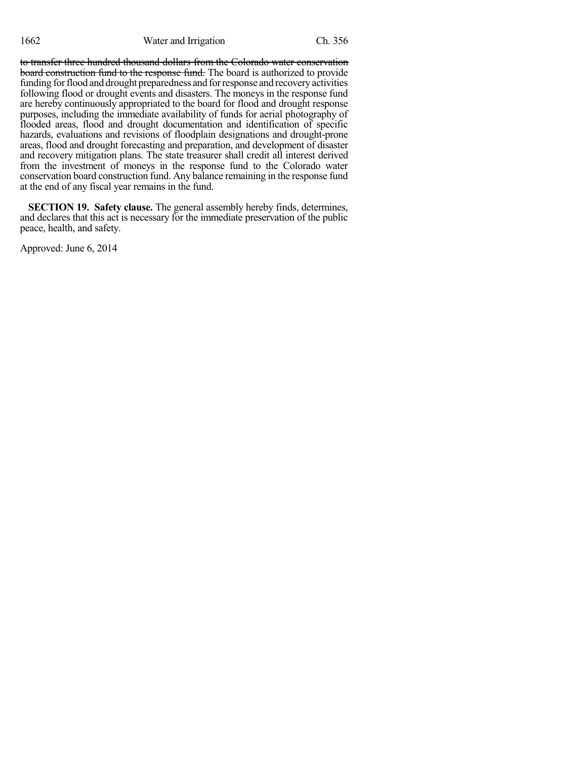~~to transfer three hundred thousand dollars from the Colorado water conservation board construction fund to the response fund.~~ The board is authorized to provide funding for flood and drought preparedness and for response and recovery activities following flood or drought events and disasters. The moneys in the response fund are hereby continuously appropriated to the board for flood and drought response purposes, including the immediate availability of funds for aerial photography of flooded areas, flood and drought documentation and identification of specific hazards, evaluations and revisions of floodplain designations and drought-prone areas, flood and drought forecasting and preparation, and development of disaster and recovery mitigation plans. The state treasurer shall credit all interest derived from the investment of moneys in the response fund to the Colorado water conservation board construction fund. Any balance remaining in the response fund at the end of any fiscal year remains in the fund.

**SECTION 19. Safety clause.** The general assembly hereby finds, determines, and declares that this act is necessary for the immediate preservation of the public peace, health, and safety.

Approved: June 6, 2014